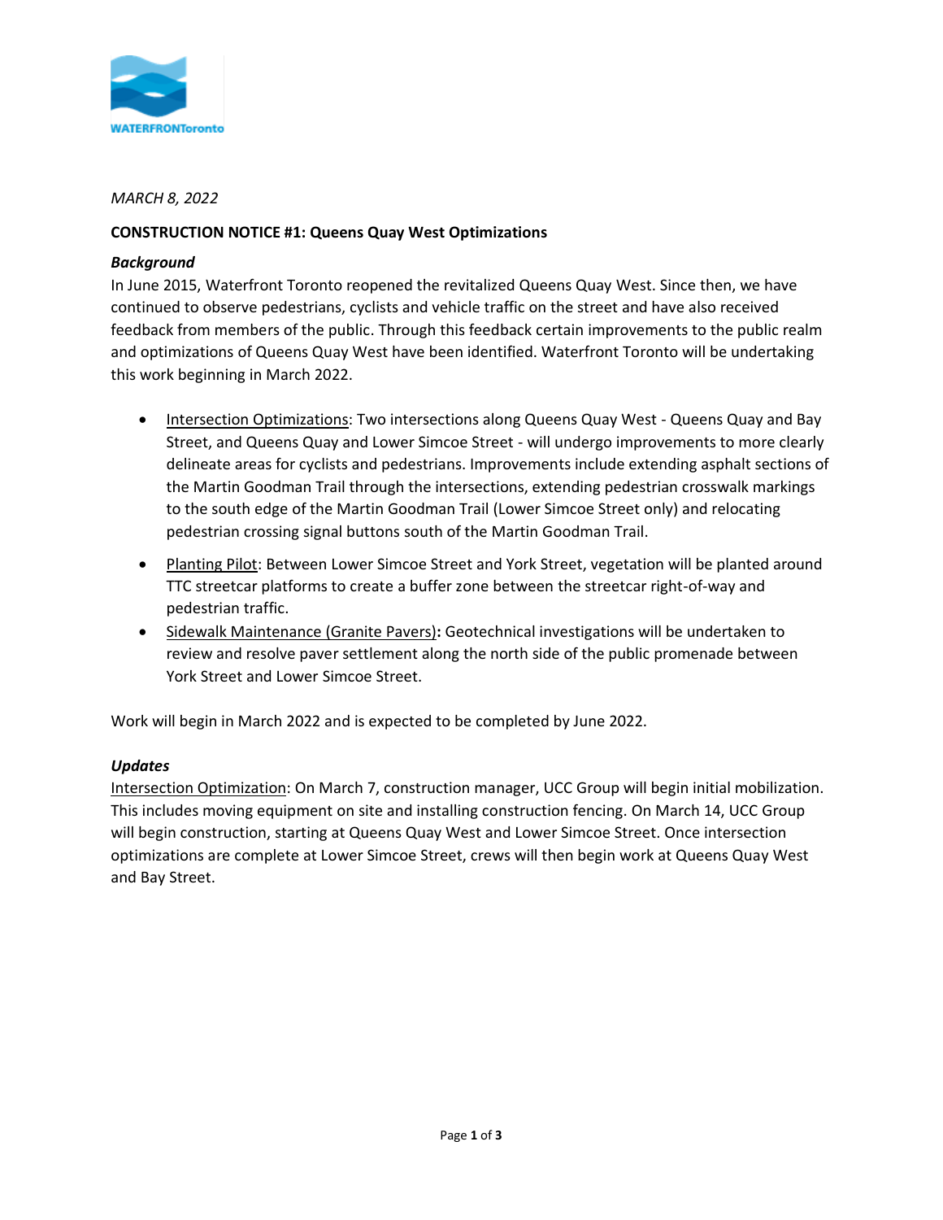*MARCH 8, 2022*

**CONSTRUCTION NOTICE #1: Queens Quay West Optimizations**

***Background***

In June 2015, Waterfront Toronto reopened the revitalized Queens Quay West. Since then, we have continued to observe pedestrians, cyclists and vehicle traffic on the street and have also received feedback from members of the public. Through this feedback certain improvements to the public realm and optimizations of Queens Quay West have been identified. Waterfront Toronto will be undertaking this work beginning in March 2022.

- <u>Intersection Optimizations</u>: Two intersections along Queens Quay West - Queens Quay and Bay Street, and Queens Quay and Lower Simcoe Street - will undergo improvements to more clearly delineate areas for cyclists and pedestrians. Improvements include extending asphalt sections of the Martin Goodman Trail through the intersections, extending pedestrian crosswalk markings to the south edge of the Martin Goodman Trail (Lower Simcoe Street only) and relocating pedestrian crossing signal buttons south of the Martin Goodman Trail.
- <u>Planting Pilot</u>: Between Lower Simcoe Street and York Street, vegetation will be planted around TTC streetcar platforms to create a buffer zone between the streetcar right-of-way and pedestrian traffic.
- <u>Sidewalk Maintenance (Granite Pavers)</u>**:** Geotechnical investigations will be undertaken to review and resolve paver settlement along the north side of the public promenade between York Street and Lower Simcoe Street.

Work will begin in March 2022 and is expected to be completed by June 2022.

***Updates***

<u>Intersection Optimization</u>: On March 7, construction manager, UCC Group will begin initial mobilization. This includes moving equipment on site and installing construction fencing. On March 14, UCC Group will begin construction, starting at Queens Quay West and Lower Simcoe Street. Once intersection optimizations are complete at Lower Simcoe Street, crews will then begin work at Queens Quay West and Bay Street.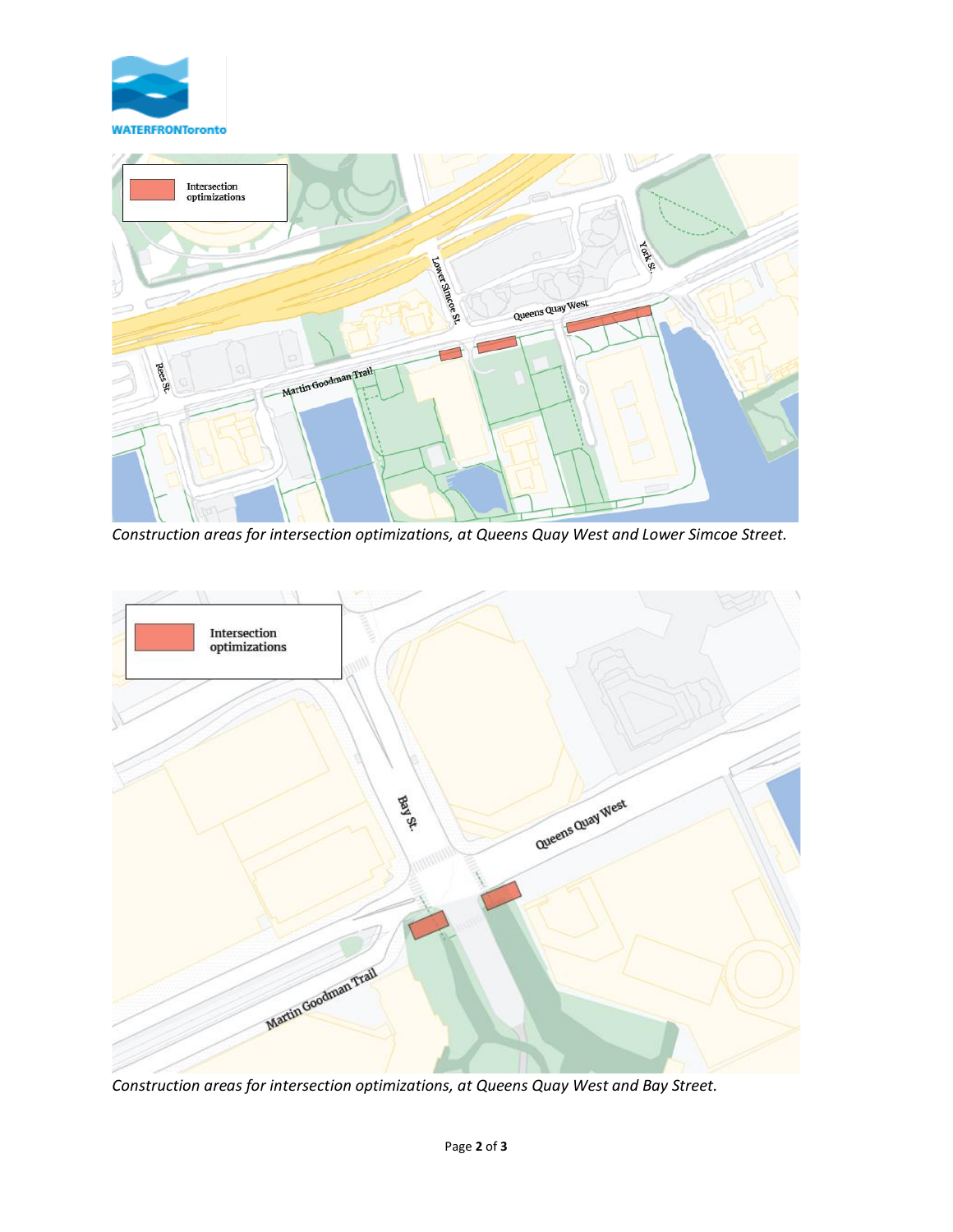*Construction areas for intersection optimizations, at Queens Quay West and Lower Simcoe Street.*

*Construction areas for intersection optimizations, at Queens Quay West and Bay Street.*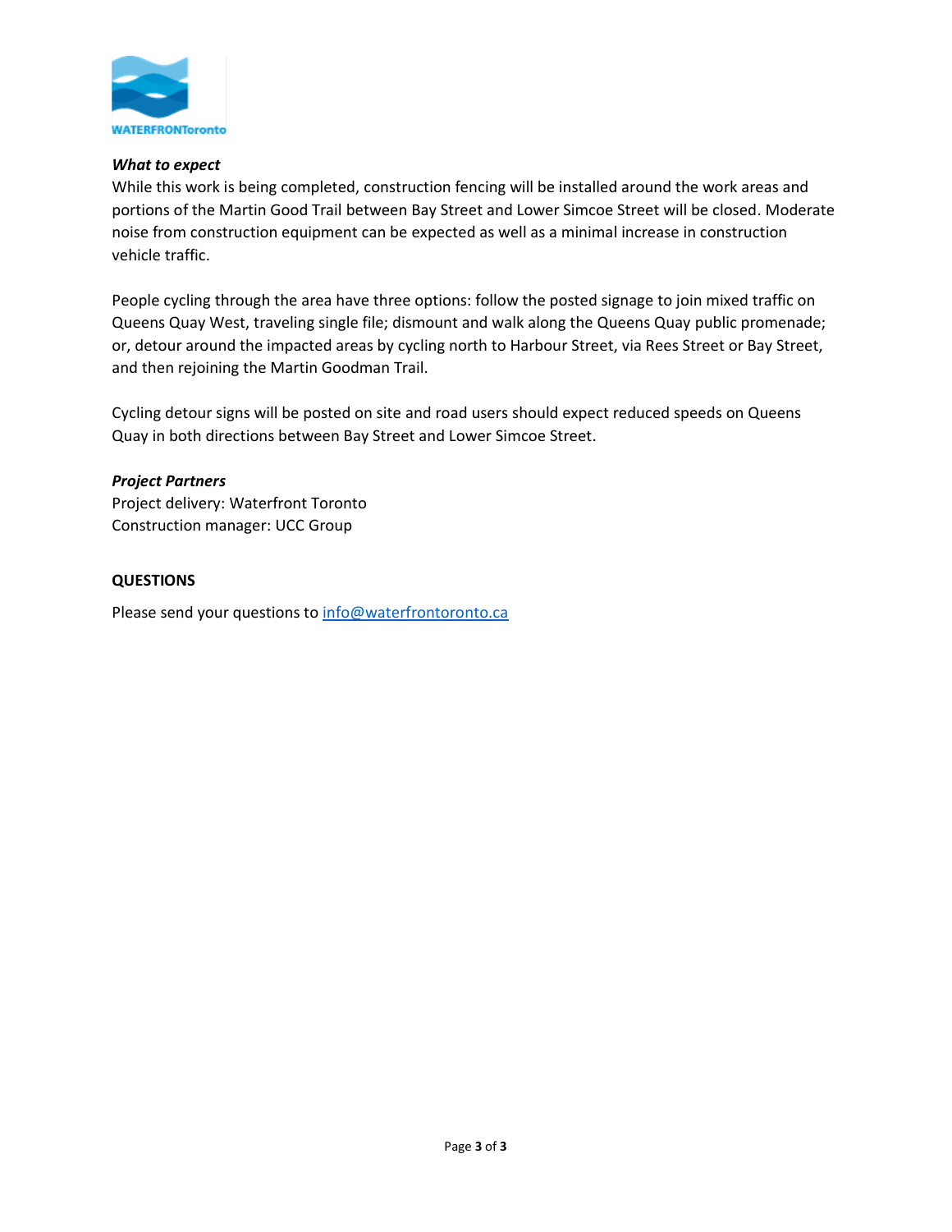***What to expect***

While this work is being completed, construction fencing will be installed around the work areas and portions of the Martin Good Trail between Bay Street and Lower Simcoe Street will be closed. Moderate noise from construction equipment can be expected as well as a minimal increase in construction vehicle traffic.

People cycling through the area have three options: follow the posted signage to join mixed traffic on Queens Quay West, traveling single file; dismount and walk along the Queens Quay public promenade; or, detour around the impacted areas by cycling north to Harbour Street, via Rees Street or Bay Street, and then rejoining the Martin Goodman Trail.

Cycling detour signs will be posted on site and road users should expect reduced speeds on Queens Quay in both directions between Bay Street and Lower Simcoe Street.

***Project Partners***

Project delivery: Waterfront Toronto
Construction manager: UCC Group

**QUESTIONS**

Please send your questions to info@waterfrontoronto.ca